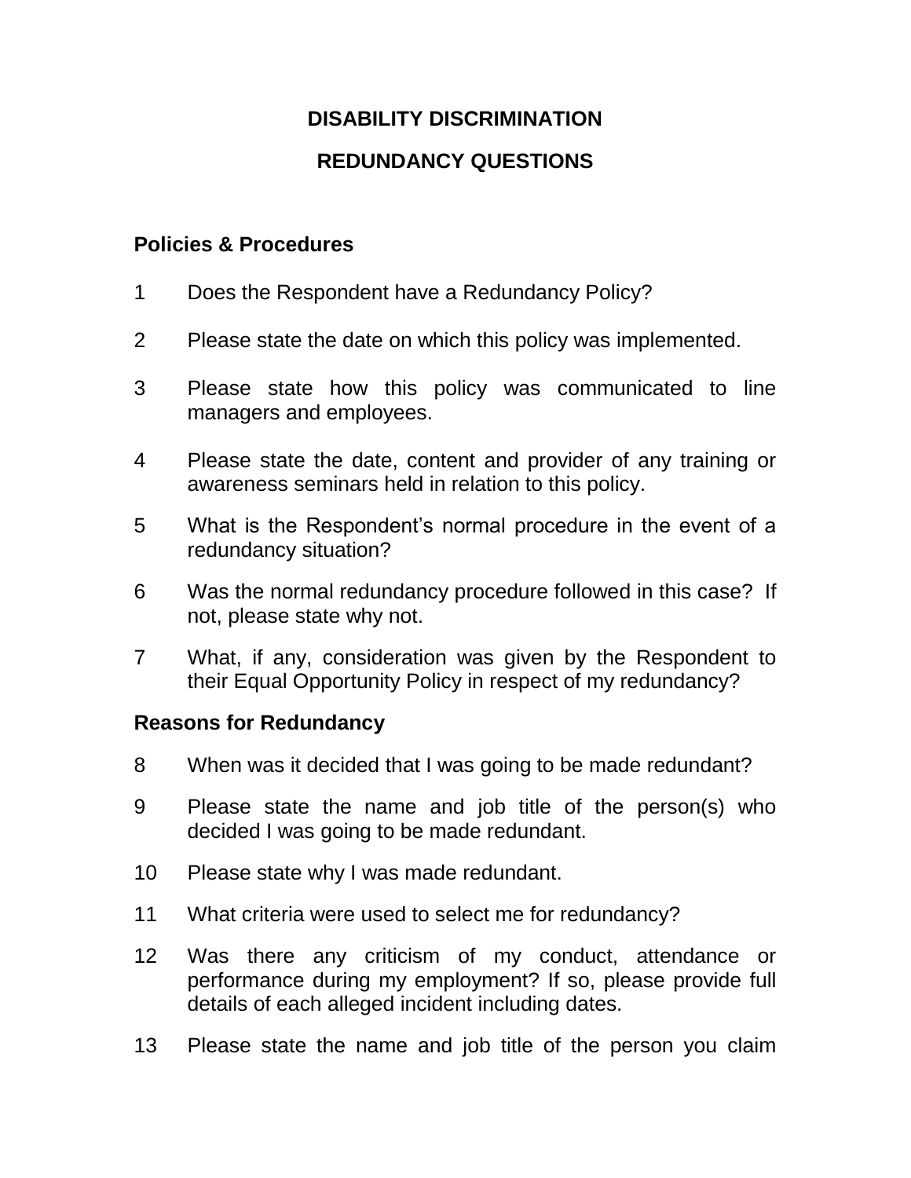# DISABILITY DISCRIMINATION

## REDUNDANCY QUESTIONS

### Policies & Procedures

1 Does the Respondent have a Redundancy Policy?

2 Please state the date on which this policy was implemented.

3 Please state how this policy was communicated to line managers and employees.

4 Please state the date, content and provider of any training or awareness seminars held in relation to this policy.

5 What is the Respondent's normal procedure in the event of a redundancy situation?

6 Was the normal redundancy procedure followed in this case? If not, please state why not.

7 What, if any, consideration was given by the Respondent to their Equal Opportunity Policy in respect of my redundancy?

### Reasons for Redundancy

8 When was it decided that I was going to be made redundant?

9 Please state the name and job title of the person(s) who decided I was going to be made redundant.

10 Please state why I was made redundant.

11 What criteria were used to select me for redundancy?

12 Was there any criticism of my conduct, attendance or performance during my employment? If so, please provide full details of each alleged incident including dates.

13 Please state the name and job title of the person you claim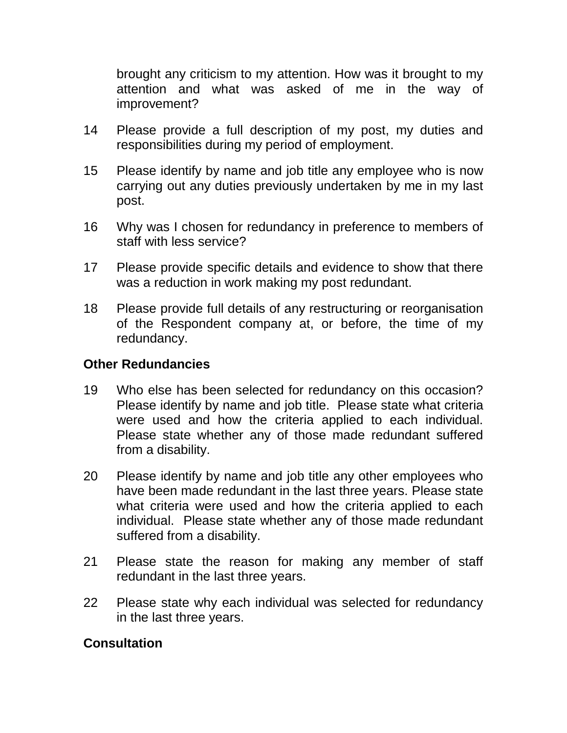brought any criticism to my attention. How was it brought to my attention and what was asked of me in the way of improvement?

14 Please provide a full description of my post, my duties and responsibilities during my period of employment.

15 Please identify by name and job title any employee who is now carrying out any duties previously undertaken by me in my last post.

16 Why was I chosen for redundancy in preference to members of staff with less service?

17 Please provide specific details and evidence to show that there was a reduction in work making my post redundant.

18 Please provide full details of any restructuring or reorganisation of the Respondent company at, or before, the time of my redundancy.

**Other Redundancies**

19 Who else has been selected for redundancy on this occasion? Please identify by name and job title. Please state what criteria were used and how the criteria applied to each individual. Please state whether any of those made redundant suffered from a disability.

20 Please identify by name and job title any other employees who have been made redundant in the last three years. Please state what criteria were used and how the criteria applied to each individual. Please state whether any of those made redundant suffered from a disability.

21 Please state the reason for making any member of staff redundant in the last three years.

22 Please state why each individual was selected for redundancy in the last three years.

**Consultation**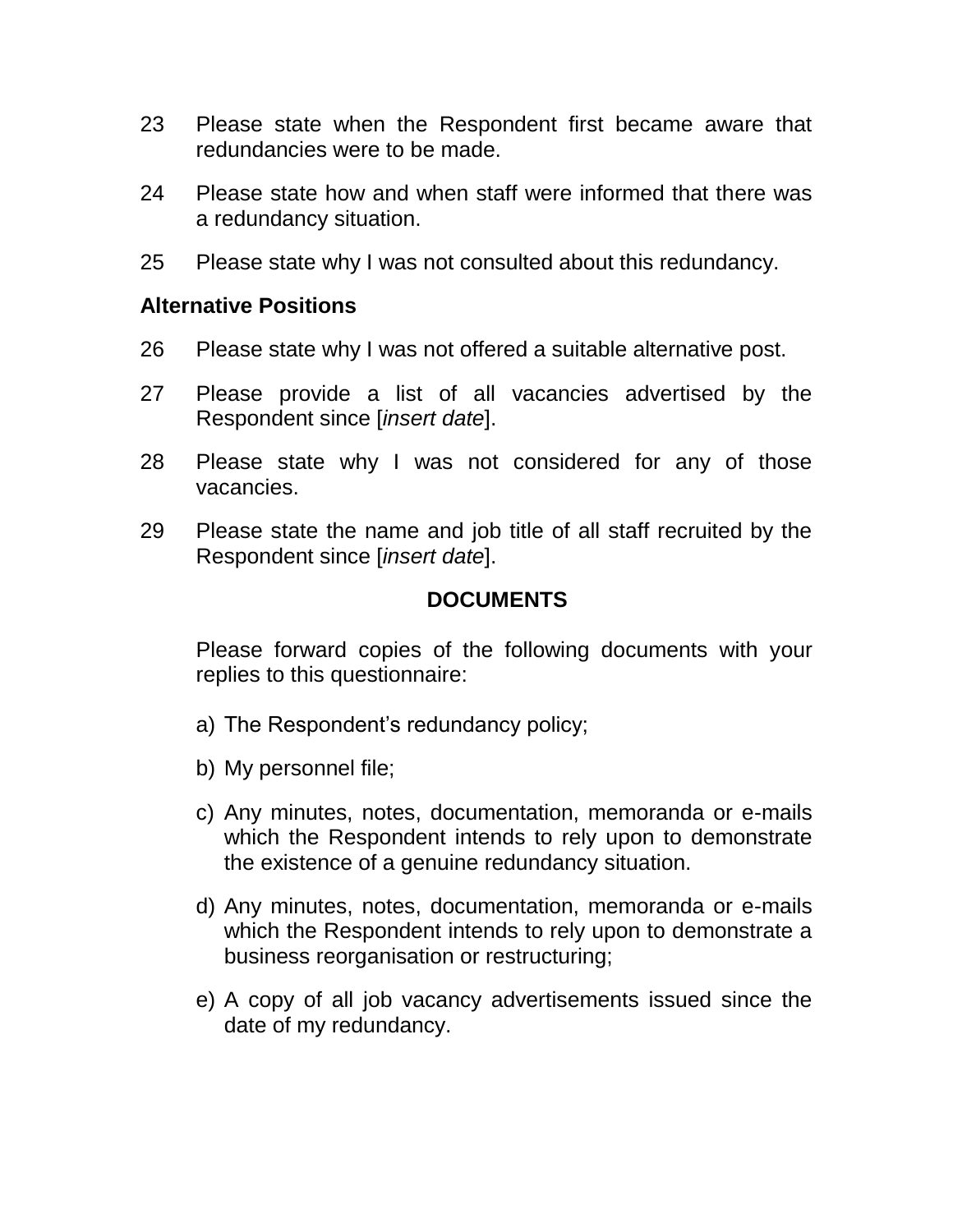23 Please state when the Respondent first became aware that redundancies were to be made.

24 Please state how and when staff were informed that there was a redundancy situation.

25 Please state why I was not consulted about this redundancy.

**Alternative Positions**

26 Please state why I was not offered a suitable alternative post.

27 Please provide a list of all vacancies advertised by the Respondent since [*insert date*].

28 Please state why I was not considered for any of those vacancies.

29 Please state the name and job title of all staff recruited by the Respondent since [*insert date*].

## DOCUMENTS

Please forward copies of the following documents with your replies to this questionnaire:

a) The Respondent's redundancy policy;

b) My personnel file;

c) Any minutes, notes, documentation, memoranda or e-mails which the Respondent intends to rely upon to demonstrate the existence of a genuine redundancy situation.

d) Any minutes, notes, documentation, memoranda or e-mails which the Respondent intends to rely upon to demonstrate a business reorganisation or restructuring;

e) A copy of all job vacancy advertisements issued since the date of my redundancy.